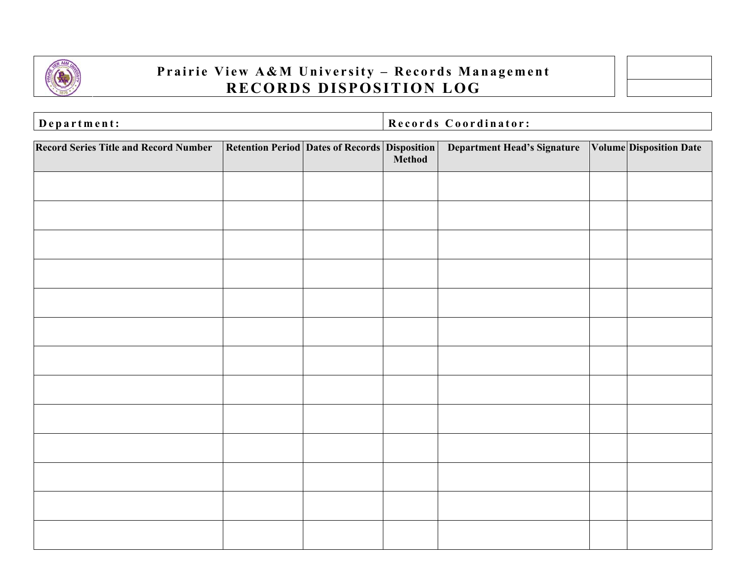# Prairie View A&M University – Records Management

## RECORDS DISPOSITION LOG

**Department:** | **Records Coordinator:**

| Record Series Title and Record Number | Retention Period | Dates of Records | Disposition Method | Department Head's Signature | Volume | Disposition Date |
|---|---|---|---|---|---|---|
| | | | | | | |
| | | | | | | |
| | | | | | | |
| | | | | | | |
| | | | | | | |
| | | | | | | |
| | | | | | | |
| | | | | | | |
| | | | | | | |
| | | | | | | |
| | | | | | | |
| | | | | | | |
| | | | | | | |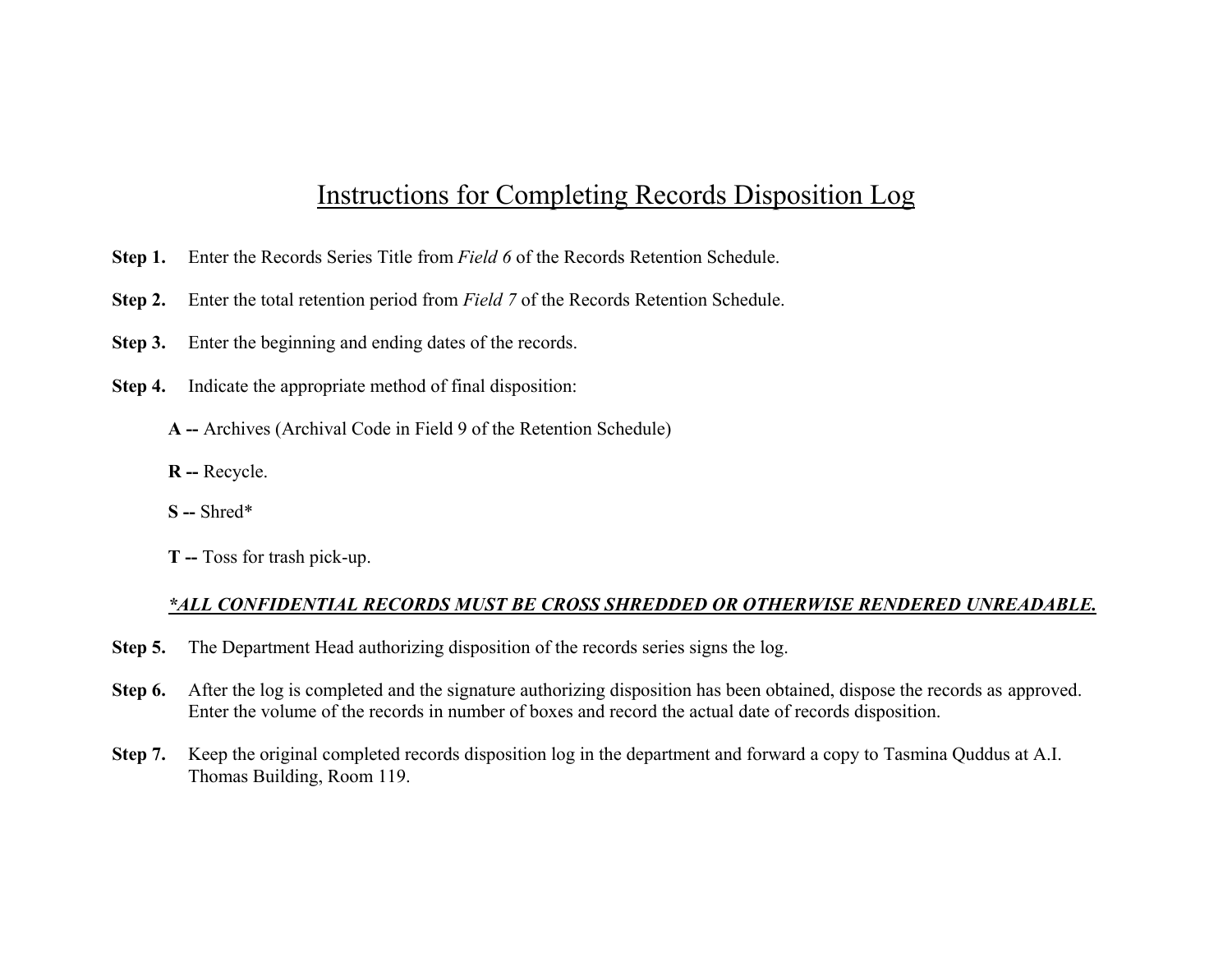# Instructions for Completing Records Disposition Log

**Step 1.** Enter the Records Series Title from *Field 6* of the Records Retention Schedule.

**Step 2.** Enter the total retention period from *Field 7* of the Records Retention Schedule.

**Step 3.** Enter the beginning and ending dates of the records.

**Step 4.** Indicate the appropriate method of final disposition:

> **A --** Archives (Archival Code in Field 9 of the Retention Schedule)
>
> **R --** Recycle.
>
> **S --** Shred*
>
> **T --** Toss for trash pick-up.
>
> ***ALL CONFIDENTIAL RECORDS MUST BE CROSS SHREDDED OR OTHERWISE RENDERED UNREADABLE.***

**Step 5.** The Department Head authorizing disposition of the records series signs the log.

**Step 6.** After the log is completed and the signature authorizing disposition has been obtained, dispose the records as approved. Enter the volume of the records in number of boxes and record the actual date of records disposition.

**Step 7.** Keep the original completed records disposition log in the department and forward a copy to Tasmina Quddus at A.I. Thomas Building, Room 119.